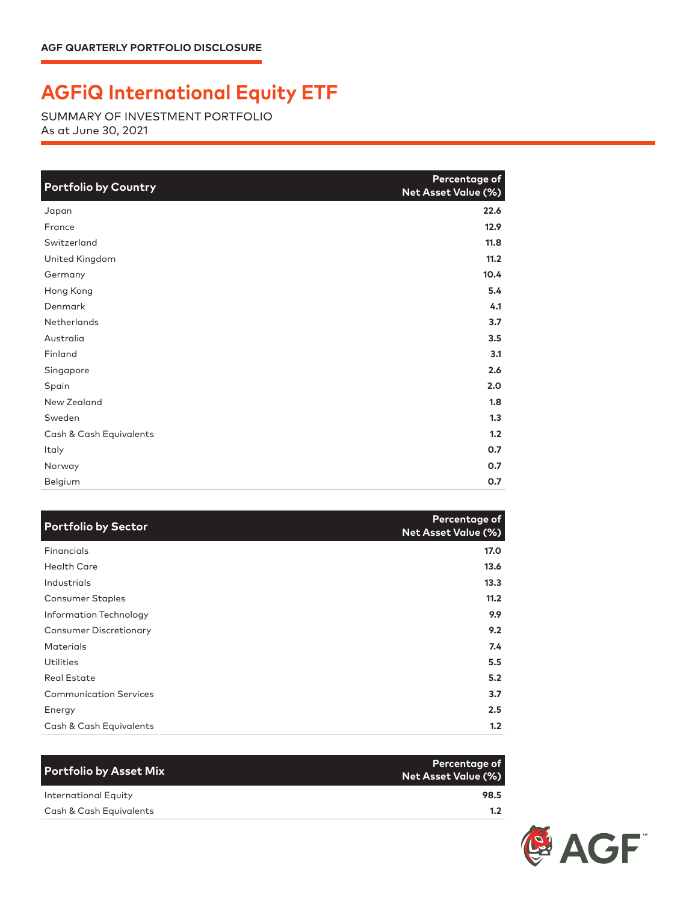AGF QUARTERLY PORTFOLIO DISCLOSURE

# AGFiQ International Equity ETF

SUMMARY OF INVESTMENT PORTFOLIO
As at June 30, 2021

| Portfolio by Country | Percentage of Net Asset Value (%) |
|---|---|
| Japan | **22.6** |
| France | **12.9** |
| Switzerland | **11.8** |
| United Kingdom | **11.2** |
| Germany | **10.4** |
| Hong Kong | **5.4** |
| Denmark | **4.1** |
| Netherlands | **3.7** |
| Australia | **3.5** |
| Finland | **3.1** |
| Singapore | **2.6** |
| Spain | **2.0** |
| New Zealand | **1.8** |
| Sweden | **1.3** |
| Cash & Cash Equivalents | **1.2** |
| Italy | **0.7** |
| Norway | **0.7** |
| Belgium | **0.7** |

| Portfolio by Sector | Percentage of Net Asset Value (%) |
|---|---|
| Financials | **17.0** |
| Health Care | **13.6** |
| Industrials | **13.3** |
| Consumer Staples | **11.2** |
| Information Technology | **9.9** |
| Consumer Discretionary | **9.2** |
| Materials | **7.4** |
| Utilities | **5.5** |
| Real Estate | **5.2** |
| Communication Services | **3.7** |
| Energy | **2.5** |
| Cash & Cash Equivalents | **1.2** |

| Portfolio by Asset Mix | Percentage of Net Asset Value (%) |
|---|---|
| International Equity | **98.5** |
| Cash & Cash Equivalents | **1.2** |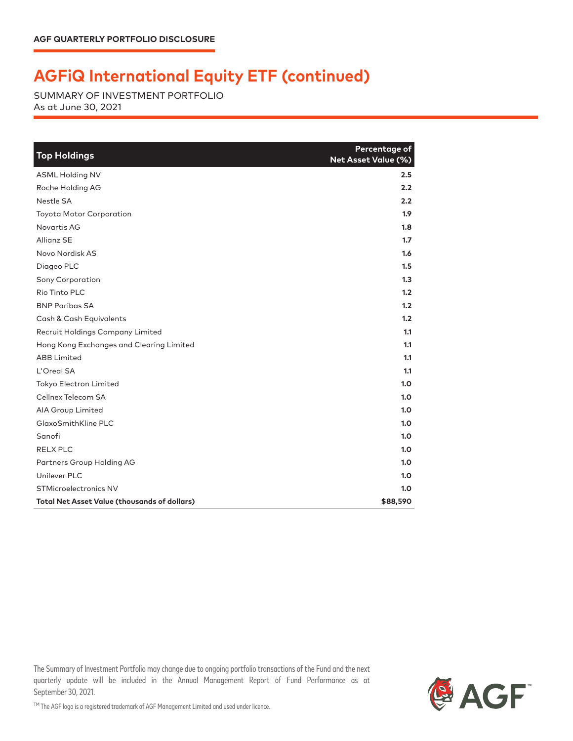**AGF QUARTERLY PORTFOLIO DISCLOSURE**

# AGFiQ International Equity ETF (continued)

SUMMARY OF INVESTMENT PORTFOLIO
As at June 30, 2021

| Top Holdings | Percentage of Net Asset Value (%) |
|---|---|
| ASML Holding NV | **2.5** |
| Roche Holding AG | **2.2** |
| Nestle SA | **2.2** |
| Toyota Motor Corporation | **1.9** |
| Novartis AG | **1.8** |
| Allianz SE | **1.7** |
| Novo Nordisk AS | **1.6** |
| Diageo PLC | **1.5** |
| Sony Corporation | **1.3** |
| Rio Tinto PLC | **1.2** |
| BNP Paribas SA | **1.2** |
| Cash & Cash Equivalents | **1.2** |
| Recruit Holdings Company Limited | **1.1** |
| Hong Kong Exchanges and Clearing Limited | **1.1** |
| ABB Limited | **1.1** |
| L'Oreal SA | **1.1** |
| Tokyo Electron Limited | **1.0** |
| Cellnex Telecom SA | **1.0** |
| AIA Group Limited | **1.0** |
| GlaxoSmithKline PLC | **1.0** |
| Sanofi | **1.0** |
| RELX PLC | **1.0** |
| Partners Group Holding AG | **1.0** |
| Unilever PLC | **1.0** |
| STMicroelectronics NV | **1.0** |
| **Total Net Asset Value (thousands of dollars)** | **$88,590** |

The Summary of Investment Portfolio may change due to ongoing portfolio transactions of the Fund and the next quarterly update will be included in the Annual Management Report of Fund Performance as at September 30, 2021.

TM The AGF logo is a registered trademark of AGF Management Limited and used under licence.